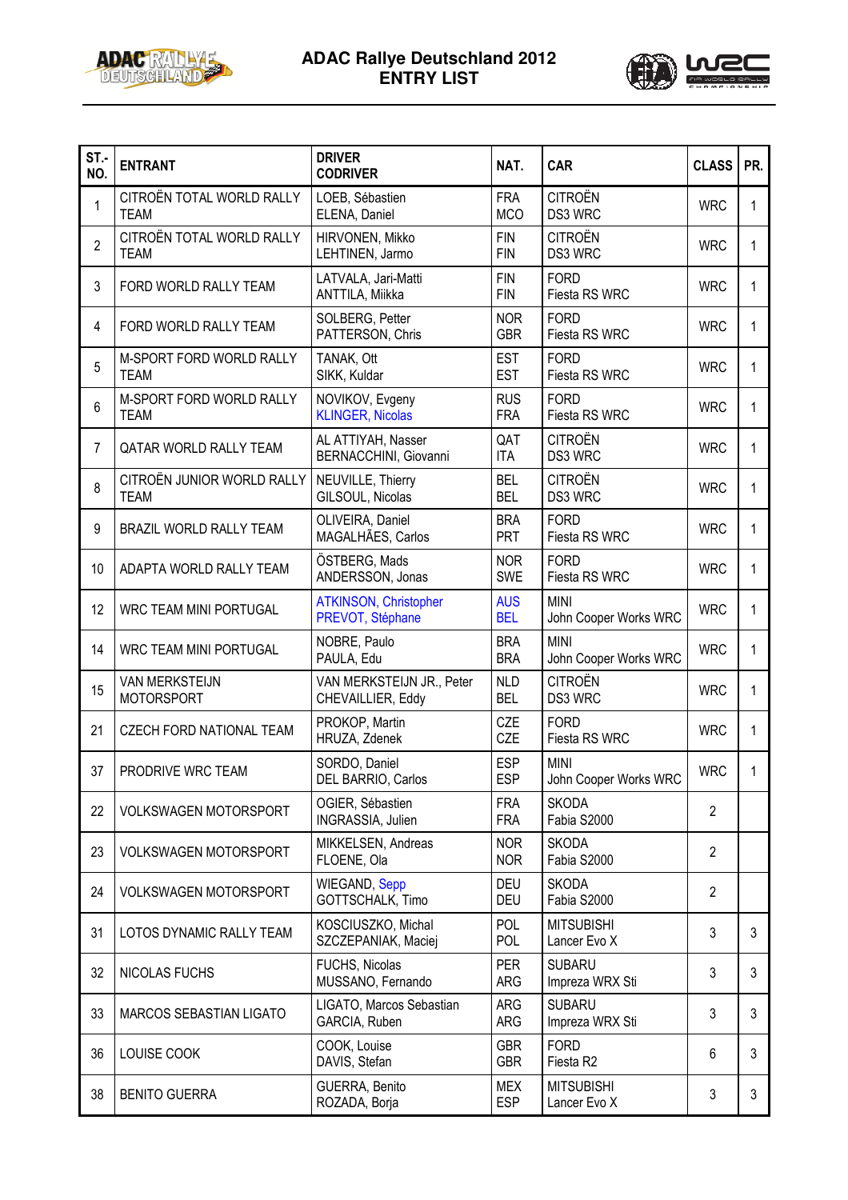# ADAC Rallye Deutschland 2012
## ENTRY LIST

| ST.-NO. | ENTRANT | DRIVER CODRIVER | NAT. | CAR | CLASS | PR. |
|---|---|---|---|---|---|---|
| 1 | CITROËN TOTAL WORLD RALLY TEAM | LOEB, Sébastien ELENA, Daniel | FRA MCO | CITROËN DS3 WRC | WRC | 1 |
| 2 | CITROËN TOTAL WORLD RALLY TEAM | HIRVONEN, Mikko LEHTINEN, Jarmo | FIN FIN | CITROËN DS3 WRC | WRC | 1 |
| 3 | FORD WORLD RALLY TEAM | LATVALA, Jari-Matti ANTTILA, Miikka | FIN FIN | FORD Fiesta RS WRC | WRC | 1 |
| 4 | FORD WORLD RALLY TEAM | SOLBERG, Petter PATTERSON, Chris | NOR GBR | FORD Fiesta RS WRC | WRC | 1 |
| 5 | M-SPORT FORD WORLD RALLY TEAM | TANAK, Ott SIKK, Kuldar | EST EST | FORD Fiesta RS WRC | WRC | 1 |
| 6 | M-SPORT FORD WORLD RALLY TEAM | NOVIKOV, Evgeny KLINGER, Nicolas | RUS FRA | FORD Fiesta RS WRC | WRC | 1 |
| 7 | QATAR WORLD RALLY TEAM | AL ATTIYAH, Nasser BERNACCHINI, Giovanni | QAT ITA | CITROËN DS3 WRC | WRC | 1 |
| 8 | CITROËN JUNIOR WORLD RALLY TEAM | NEUVILLE, Thierry GILSOUL, Nicolas | BEL BEL | CITROËN DS3 WRC | WRC | 1 |
| 9 | BRAZIL WORLD RALLY TEAM | OLIVEIRA, Daniel MAGALHÃES, Carlos | BRA PRT | FORD Fiesta RS WRC | WRC | 1 |
| 10 | ADAPTA WORLD RALLY TEAM | ÖSTBERG, Mads ANDERSSON, Jonas | NOR SWE | FORD Fiesta RS WRC | WRC | 1 |
| 12 | WRC TEAM MINI PORTUGAL | ATKINSON, Christopher PREVOT, Stéphane | AUS BEL | MINI John Cooper Works WRC | WRC | 1 |
| 14 | WRC TEAM MINI PORTUGAL | NOBRE, Paulo PAULA, Edu | BRA BRA | MINI John Cooper Works WRC | WRC | 1 |
| 15 | VAN MERKSTEIJN MOTORSPORT | VAN MERKSTEIJN JR., Peter CHEVAILLIER, Eddy | NLD BEL | CITROËN DS3 WRC | WRC | 1 |
| 21 | CZECH FORD NATIONAL TEAM | PROKOP, Martin HRUZA, Zdenek | CZE CZE | FORD Fiesta RS WRC | WRC | 1 |
| 37 | PRODRIVE WRC TEAM | SORDO, Daniel DEL BARRIO, Carlos | ESP ESP | MINI John Cooper Works WRC | WRC | 1 |
| 22 | VOLKSWAGEN MOTORSPORT | OGIER, Sébastien INGRASSIA, Julien | FRA FRA | SKODA Fabia S2000 | 2 | |
| 23 | VOLKSWAGEN MOTORSPORT | MIKKELSEN, Andreas FLOENE, Ola | NOR NOR | SKODA Fabia S2000 | 2 | |
| 24 | VOLKSWAGEN MOTORSPORT | WIEGAND, Sepp GOTTSCHALK, Timo | DEU DEU | SKODA Fabia S2000 | 2 | |
| 31 | LOTOS DYNAMIC RALLY TEAM | KOSCIUSZKO, Michal SZCZEPANIAK, Maciej | POL POL | MITSUBISHI Lancer Evo X | 3 | 3 |
| 32 | NICOLAS FUCHS | FUCHS, Nicolas MUSSANO, Fernando | PER ARG | SUBARU Impreza WRX Sti | 3 | 3 |
| 33 | MARCOS SEBASTIAN LIGATO | LIGATO, Marcos Sebastian GARCIA, Ruben | ARG ARG | SUBARU Impreza WRX Sti | 3 | 3 |
| 36 | LOUISE COOK | COOK, Louise DAVIS, Stefan | GBR GBR | FORD Fiesta R2 | 6 | 3 |
| 38 | BENITO GUERRA | GUERRA, Benito ROZADA, Borja | MEX ESP | MITSUBISHI Lancer Evo X | 3 | 3 |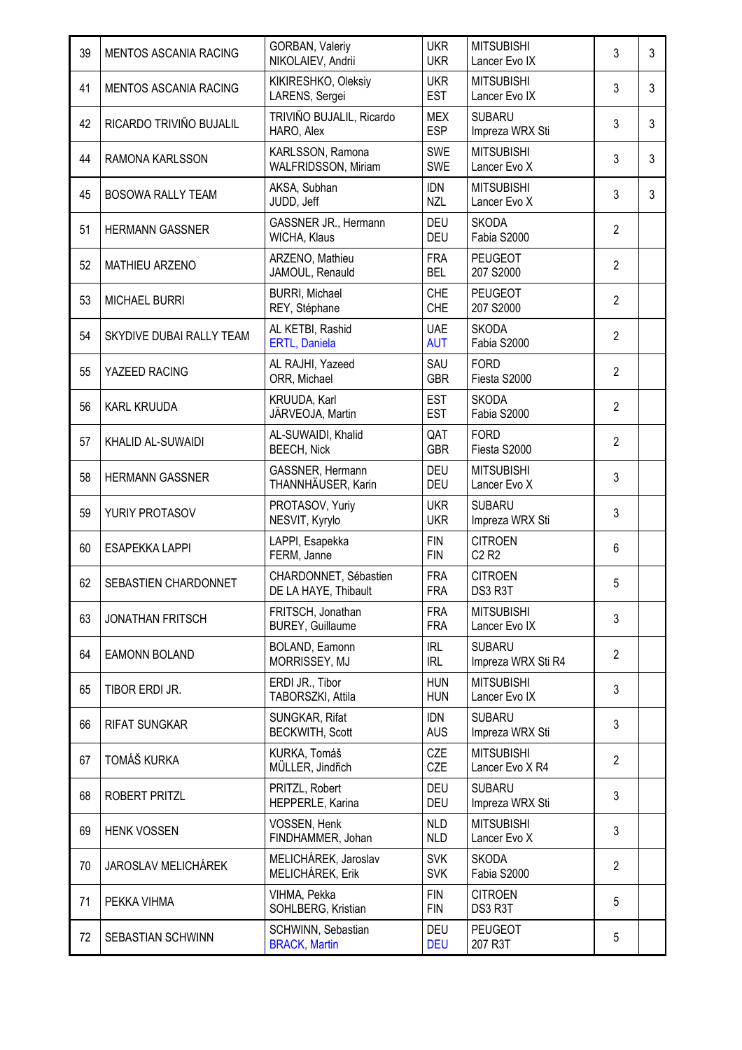| 39 | MENTOS ASCANIA RACING | GORBAN, Valeriy<br>NIKOLAIEV, Andrii | UKR<br>UKR | MITSUBISHI<br>Lancer Evo IX | 3 | 3 |
|---|---|---|---|---|---|---|
| 41 | MENTOS ASCANIA RACING | KIKIRESHKO, Oleksiy<br>LARENS, Sergei | UKR<br>EST | MITSUBISHI<br>Lancer Evo IX | 3 | 3 |
| 42 | RICARDO TRIVIÑO BUJALIL | TRIVIÑO BUJALIL, Ricardo<br>HARO, Alex | MEX<br>ESP | SUBARU<br>Impreza WRX Sti | 3 | 3 |
| 44 | RAMONA KARLSSON | KARLSSON, Ramona<br>WALFRIDSSON, Miriam | SWE<br>SWE | MITSUBISHI<br>Lancer Evo X | 3 | 3 |
| 45 | BOSOWA RALLY TEAM | AKSA, Subhan<br>JUDD, Jeff | IDN<br>NZL | MITSUBISHI<br>Lancer Evo X | 3 | 3 |
| 51 | HERMANN GASSNER | GASSNER JR., Hermann<br>WICHA, Klaus | DEU<br>DEU | SKODA<br>Fabia S2000 | 2 | |
| 52 | MATHIEU ARZENO | ARZENO, Mathieu<br>JAMOUL, Renauld | FRA<br>BEL | PEUGEOT<br>207 S2000 | 2 | |
| 53 | MICHAEL BURRI | BURRI, Michael<br>REY, Stéphane | CHE<br>CHE | PEUGEOT<br>207 S2000 | 2 | |
| 54 | SKYDIVE DUBAI RALLY TEAM | AL KETBI, Rashid<br>ERTL, Daniela | UAE<br>AUT | SKODA<br>Fabia S2000 | 2 | |
| 55 | YAZEED RACING | AL RAJHI, Yazeed<br>ORR, Michael | SAU<br>GBR | FORD<br>Fiesta S2000 | 2 | |
| 56 | KARL KRUUDA | KRUUDA, Karl<br>JÄRVEOJA, Martin | EST<br>EST | SKODA<br>Fabia S2000 | 2 | |
| 57 | KHALID AL-SUWAIDI | AL-SUWAIDI, Khalid<br>BEECH, Nick | QAT<br>GBR | FORD<br>Fiesta S2000 | 2 | |
| 58 | HERMANN GASSNER | GASSNER, Hermann<br>THANNHÄUSER, Karin | DEU<br>DEU | MITSUBISHI<br>Lancer Evo X | 3 | |
| 59 | YURIY PROTASOV | PROTASOV, Yuriy<br>NESVIT, Kyrylo | UKR<br>UKR | SUBARU<br>Impreza WRX Sti | 3 | |
| 60 | ESAPEKKA LAPPI | LAPPI, Esapekka<br>FERM, Janne | FIN<br>FIN | CITROEN<br>C2 R2 | 6 | |
| 62 | SEBASTIEN CHARDONNET | CHARDONNET, Sébastien<br>DE LA HAYE, Thibault | FRA<br>FRA | CITROEN<br>DS3 R3T | 5 | |
| 63 | JONATHAN FRITSCH | FRITSCH, Jonathan<br>BUREY, Guillaume | FRA<br>FRA | MITSUBISHI<br>Lancer Evo IX | 3 | |
| 64 | EAMONN BOLAND | BOLAND, Eamonn<br>MORRISSEY, MJ | IRL<br>IRL | SUBARU<br>Impreza WRX Sti R4 | 2 | |
| 65 | TIBOR ERDI JR. | ERDI JR., Tibor<br>TABORSZKI, Attila | HUN<br>HUN | MITSUBISHI<br>Lancer Evo IX | 3 | |
| 66 | RIFAT SUNGKAR | SUNGKAR, Rifat<br>BECKWITH, Scott | IDN<br>AUS | SUBARU<br>Impreza WRX Sti | 3 | |
| 67 | TOMÁŠ KURKA | KURKA, Tomáš<br>MÜLLER, Jindřich | CZE<br>CZE | MITSUBISHI<br>Lancer Evo X R4 | 2 | |
| 68 | ROBERT PRITZL | PRITZL, Robert<br>HEPPERLE, Karina | DEU<br>DEU | SUBARU<br>Impreza WRX Sti | 3 | |
| 69 | HENK VOSSEN | VOSSEN, Henk<br>FINDHAMMER, Johan | NLD<br>NLD | MITSUBISHI<br>Lancer Evo X | 3 | |
| 70 | JAROSLAV MELICHÁREK | MELICHÁREK, Jaroslav<br>MELICHÁREK, Erik | SVK<br>SVK | SKODA<br>Fabia S2000 | 2 | |
| 71 | PEKKA VIHMA | VIHMA, Pekka<br>SOHLBERG, Kristian | FIN<br>FIN | CITROEN<br>DS3 R3T | 5 | |
| 72 | SEBASTIAN SCHWINN | SCHWINN, Sebastian<br>BRACK, Martin | DEU<br>DEU | PEUGEOT<br>207 R3T | 5 | |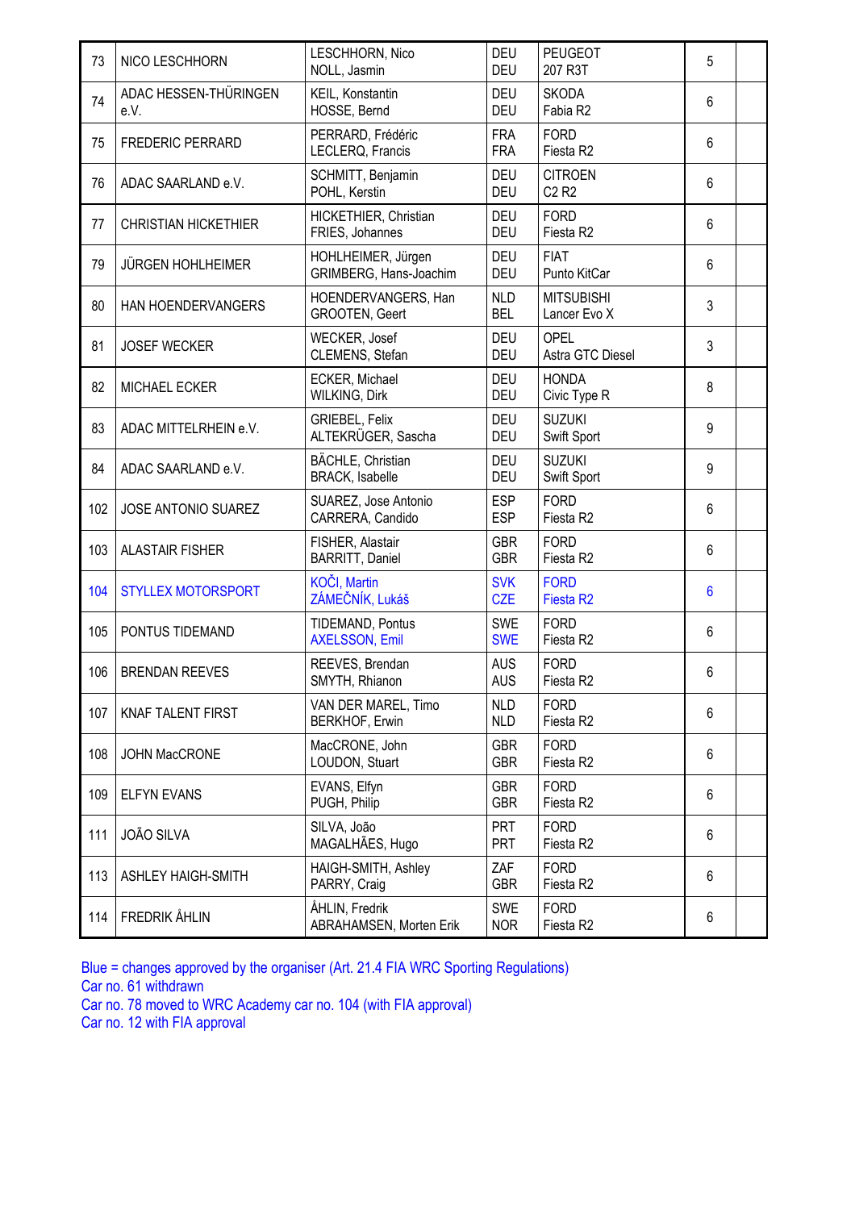| | | | | | | |
|---|---|---|---|---|---|---|
| 73 | NICO LESCHHORN | LESCHHORN, Nico<br>NOLL, Jasmin | DEU<br>DEU | PEUGEOT<br>207 R3T | 5 | |
| 74 | ADAC HESSEN-THÜRINGEN e.V. | KEIL, Konstantin<br>HOSSE, Bernd | DEU<br>DEU | SKODA<br>Fabia R2 | 6 | |
| 75 | FREDERIC PERRARD | PERRARD, Frédéric<br>LECLERQ, Francis | FRA<br>FRA | FORD<br>Fiesta R2 | 6 | |
| 76 | ADAC SAARLAND e.V. | SCHMITT, Benjamin<br>POHL, Kerstin | DEU<br>DEU | CITROEN<br>C2 R2 | 6 | |
| 77 | CHRISTIAN HICKETHIER | HICKETHIER, Christian<br>FRIES, Johannes | DEU<br>DEU | FORD<br>Fiesta R2 | 6 | |
| 79 | JÜRGEN HOHLHEIMER | HOHLHEIMER, Jürgen<br>GRIMBERG, Hans-Joachim | DEU<br>DEU | FIAT<br>Punto KitCar | 6 | |
| 80 | HAN HOENDERVANGERS | HOENDERVANGERS, Han<br>GROOTEN, Geert | NLD<br>BEL | MITSUBISHI<br>Lancer Evo X | 3 | |
| 81 | JOSEF WECKER | WECKER, Josef<br>CLEMENS, Stefan | DEU<br>DEU | OPEL<br>Astra GTC Diesel | 3 | |
| 82 | MICHAEL ECKER | ECKER, Michael<br>WILKING, Dirk | DEU<br>DEU | HONDA<br>Civic Type R | 8 | |
| 83 | ADAC MITTELRHEIN e.V. | GRIEBEL, Felix<br>ALTEKRÜGER, Sascha | DEU<br>DEU | SUZUKI<br>Swift Sport | 9 | |
| 84 | ADAC SAARLAND e.V. | BÄCHLE, Christian<br>BRACK, Isabelle | DEU<br>DEU | SUZUKI<br>Swift Sport | 9 | |
| 102 | JOSE ANTONIO SUAREZ | SUAREZ, Jose Antonio<br>CARRERA, Candido | ESP<br>ESP | FORD<br>Fiesta R2 | 6 | |
| 103 | ALASTAIR FISHER | FISHER, Alastair<br>BARRITT, Daniel | GBR<br>GBR | FORD<br>Fiesta R2 | 6 | |
| 104 | STYLLEX MOTORSPORT | KOČI, Martin<br>ZÁMEČNÍK, Lukáš | SVK<br>CZE | FORD<br>Fiesta R2 | 6 | |
| 105 | PONTUS TIDEMAND | TIDEMAND, Pontus<br>AXELSSON, Emil | SWE<br>SWE | FORD<br>Fiesta R2 | 6 | |
| 106 | BRENDAN REEVES | REEVES, Brendan<br>SMYTH, Rhianon | AUS<br>AUS | FORD<br>Fiesta R2 | 6 | |
| 107 | KNAF TALENT FIRST | VAN DER MAREL, Timo<br>BERKHOF, Erwin | NLD<br>NLD | FORD<br>Fiesta R2 | 6 | |
| 108 | JOHN MacCRONE | MacCRONE, John<br>LOUDON, Stuart | GBR<br>GBR | FORD<br>Fiesta R2 | 6 | |
| 109 | ELFYN EVANS | EVANS, Elfyn<br>PUGH, Philip | GBR<br>GBR | FORD<br>Fiesta R2 | 6 | |
| 111 | JOÃO SILVA | SILVA, João<br>MAGALHÃES, Hugo | PRT<br>PRT | FORD<br>Fiesta R2 | 6 | |
| 113 | ASHLEY HAIGH-SMITH | HAIGH-SMITH, Ashley<br>PARRY, Craig | ZAF<br>GBR | FORD<br>Fiesta R2 | 6 | |
| 114 | FREDRIK ÅHLIN | ÅHLIN, Fredrik<br>ABRAHAMSEN, Morten Erik | SWE<br>NOR | FORD<br>Fiesta R2 | 6 | |

Blue = changes approved by the organiser (Art. 21.4 FIA WRC Sporting Regulations)
Car no. 61 withdrawn
Car no. 78 moved to WRC Academy car no. 104 (with FIA approval)
Car no. 12 with FIA approval